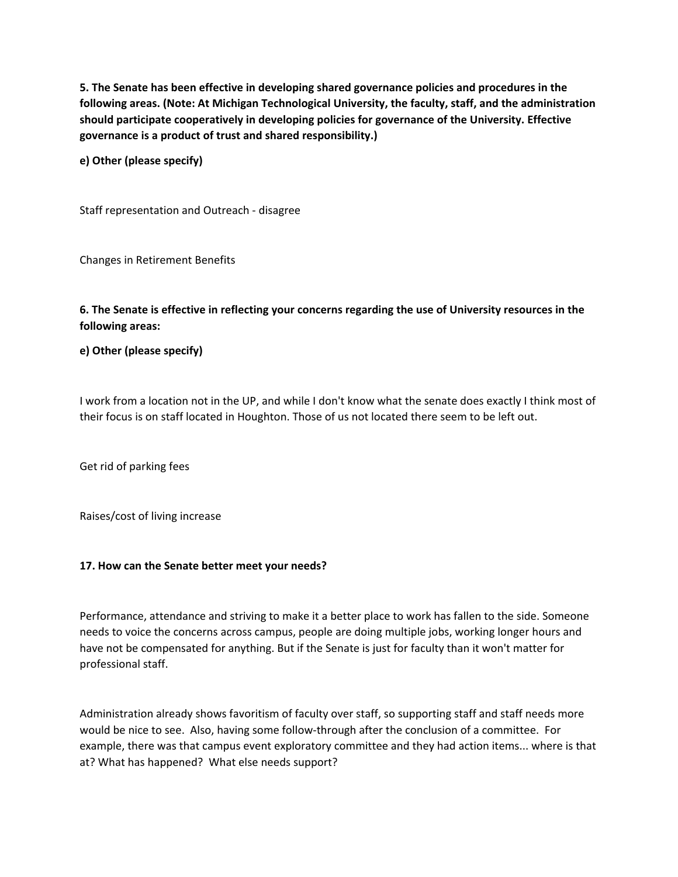**5. The Senate has been effective in developing shared governance policies and procedures in the following areas. (Note: At Michigan Technological University, the faculty, staff, and the administration should participate cooperatively in developing policies for governance of the University. Effective governance is a product of trust and shared responsibility.)**

**e) Other (please specify)**

Staff representation and Outreach - disagree

Changes in Retirement Benefits

**6. The Senate is effective in reflecting your concerns regarding the use of University resources in the following areas:**

**e) Other (please specify)**

I work from a location not in the UP, and while I don't know what the senate does exactly I think most of their focus is on staff located in Houghton. Those of us not located there seem to be left out.

Get rid of parking fees

Raises/cost of living increase

**17. How can the Senate better meet your needs?**

Performance, attendance and striving to make it a better place to work has fallen to the side. Someone needs to voice the concerns across campus, people are doing multiple jobs, working longer hours and have not be compensated for anything. But if the Senate is just for faculty than it won't matter for professional staff.

Administration already shows favoritism of faculty over staff, so supporting staff and staff needs more would be nice to see. Also, having some follow-through after the conclusion of a committee. For example, there was that campus event exploratory committee and they had action items... where is that at? What has happened? What else needs support?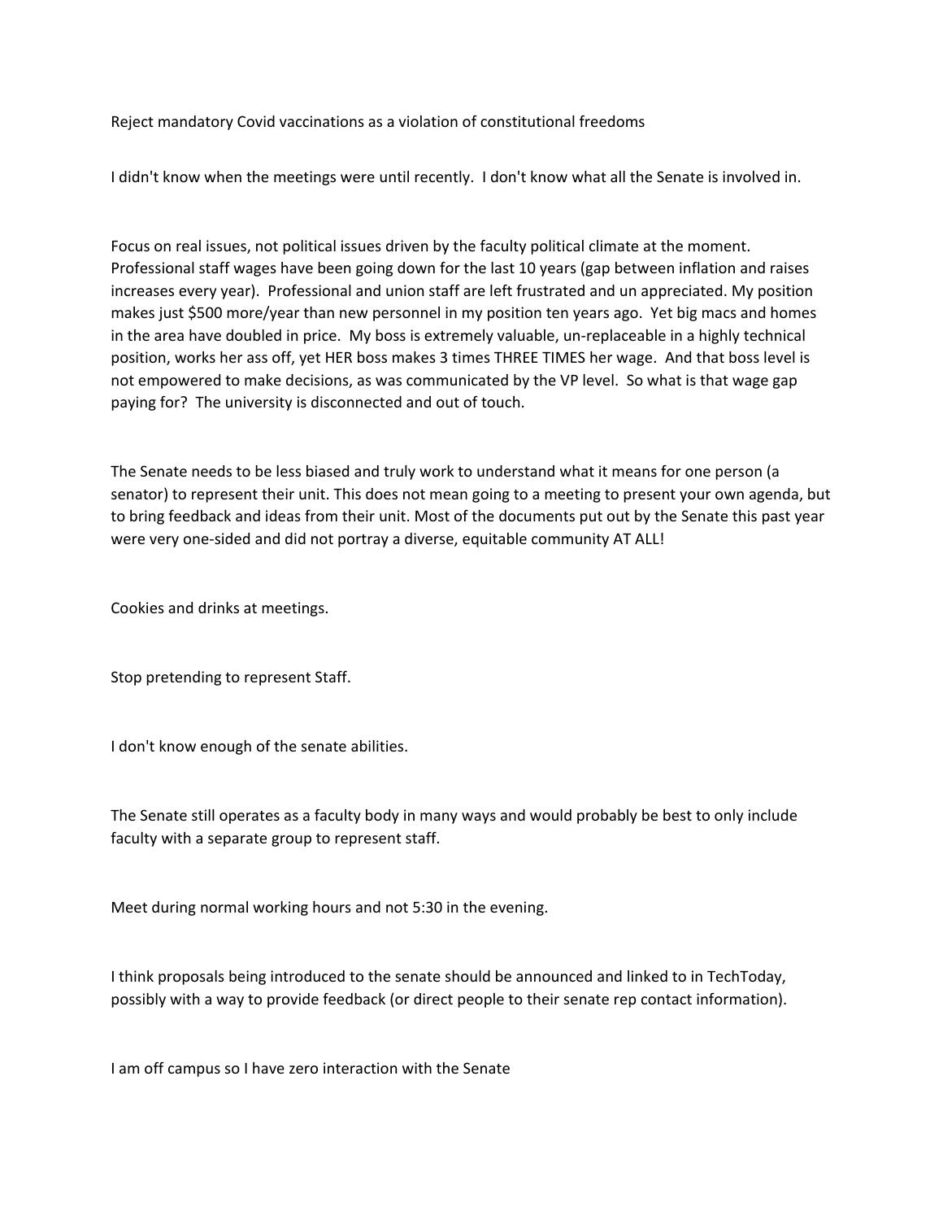Reject mandatory Covid vaccinations as a violation of constitutional freedoms

I didn't know when the meetings were until recently.  I don't know what all the Senate is involved in.

Focus on real issues, not political issues driven by the faculty political climate at the moment. Professional staff wages have been going down for the last 10 years (gap between inflation and raises increases every year).  Professional and union staff are left frustrated and un appreciated. My position makes just $500 more/year than new personnel in my position ten years ago.  Yet big macs and homes in the area have doubled in price.  My boss is extremely valuable, un-replaceable in a highly technical position, works her ass off, yet HER boss makes 3 times THREE TIMES her wage.  And that boss level is not empowered to make decisions, as was communicated by the VP level.  So what is that wage gap paying for?  The university is disconnected and out of touch.

The Senate needs to be less biased and truly work to understand what it means for one person (a senator) to represent their unit. This does not mean going to a meeting to present your own agenda, but to bring feedback and ideas from their unit. Most of the documents put out by the Senate this past year were very one-sided and did not portray a diverse, equitable community AT ALL!

Cookies and drinks at meetings.

Stop pretending to represent Staff.

I don't know enough of the senate abilities.

The Senate still operates as a faculty body in many ways and would probably be best to only include faculty with a separate group to represent staff.

Meet during normal working hours and not 5:30 in the evening.

I think proposals being introduced to the senate should be announced and linked to in TechToday, possibly with a way to provide feedback (or direct people to their senate rep contact information).

I am off campus so I have zero interaction with the Senate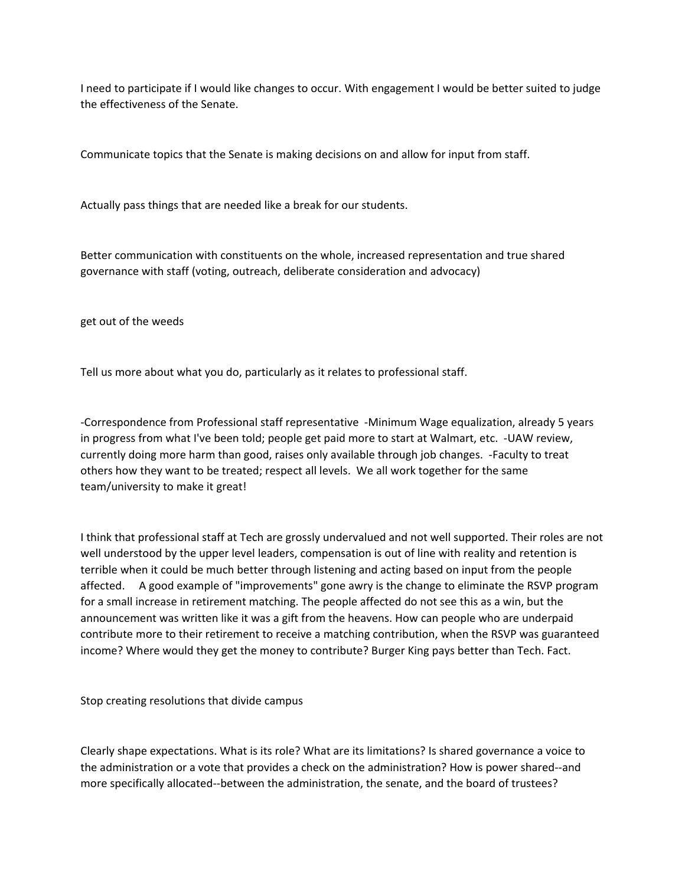I need to participate if I would like changes to occur. With engagement I would be better suited to judge the effectiveness of the Senate.

Communicate topics that the Senate is making decisions on and allow for input from staff.

Actually pass things that are needed like a break for our students.

Better communication with constituents on the whole, increased representation and true shared governance with staff (voting, outreach, deliberate consideration and advocacy)

get out of the weeds

Tell us more about what you do, particularly as it relates to professional staff.

-Correspondence from Professional staff representative -Minimum Wage equalization, already 5 years in progress from what I've been told; people get paid more to start at Walmart, etc. -UAW review, currently doing more harm than good, raises only available through job changes. -Faculty to treat others how they want to be treated; respect all levels. We all work together for the same team/university to make it great!

I think that professional staff at Tech are grossly undervalued and not well supported. Their roles are not well understood by the upper level leaders, compensation is out of line with reality and retention is terrible when it could be much better through listening and acting based on input from the people affected. A good example of "improvements" gone awry is the change to eliminate the RSVP program for a small increase in retirement matching. The people affected do not see this as a win, but the announcement was written like it was a gift from the heavens. How can people who are underpaid contribute more to their retirement to receive a matching contribution, when the RSVP was guaranteed income? Where would they get the money to contribute? Burger King pays better than Tech. Fact.

Stop creating resolutions that divide campus

Clearly shape expectations. What is its role? What are its limitations? Is shared governance a voice to the administration or a vote that provides a check on the administration? How is power shared--and more specifically allocated--between the administration, the senate, and the board of trustees?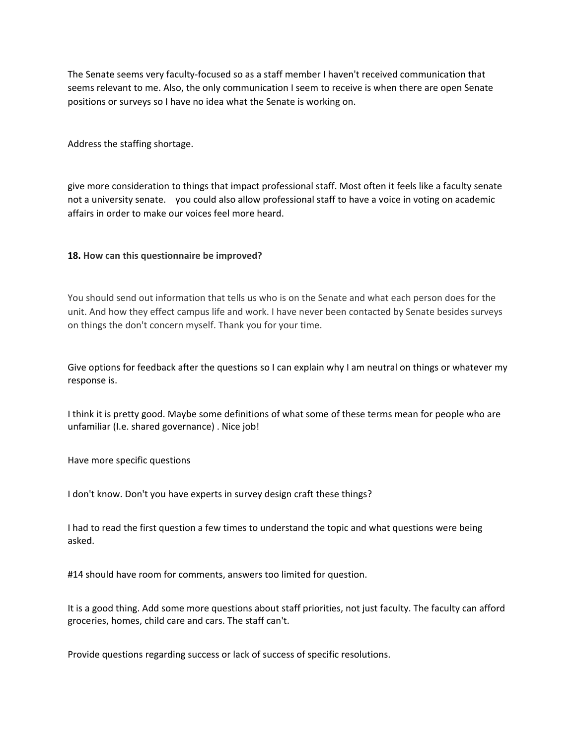The Senate seems very faculty-focused so as a staff member I haven't received communication that seems relevant to me. Also, the only communication I seem to receive is when there are open Senate positions or surveys so I have no idea what the Senate is working on.

Address the staffing shortage.

give more consideration to things that impact professional staff. Most often it feels like a faculty senate not a university senate.    you could also allow professional staff to have a voice in voting on academic affairs in order to make our voices feel more heard.

**18. How can this questionnaire be improved?**

You should send out information that tells us who is on the Senate and what each person does for the unit. And how they effect campus life and work. I have never been contacted by Senate besides surveys on things the don't concern myself. Thank you for your time.

Give options for feedback after the questions so I can explain why I am neutral on things or whatever my response is.

I think it is pretty good. Maybe some definitions of what some of these terms mean for people who are unfamiliar (I.e. shared governance) . Nice job!

Have more specific questions

I don't know. Don't you have experts in survey design craft these things?

I had to read the first question a few times to understand the topic and what questions were being asked.

#14 should have room for comments, answers too limited for question.

It is a good thing. Add some more questions about staff priorities, not just faculty. The faculty can afford groceries, homes, child care and cars. The staff can't.

Provide questions regarding success or lack of success of specific resolutions.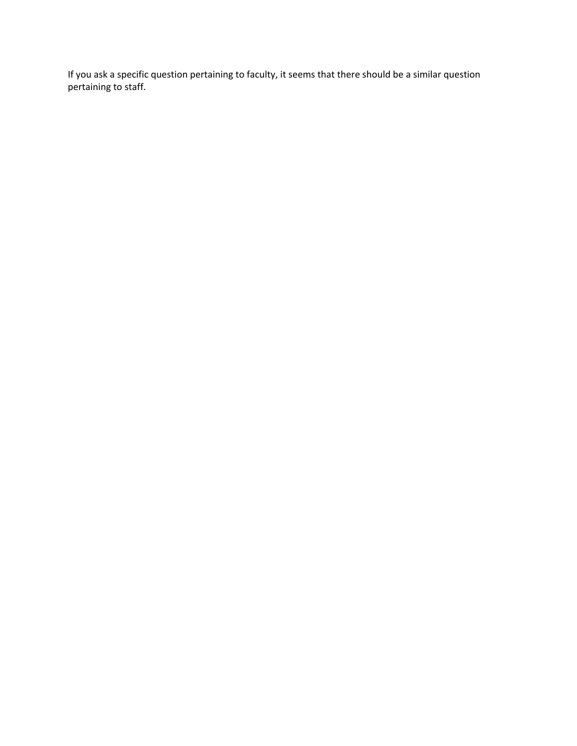If you ask a specific question pertaining to faculty, it seems that there should be a similar question pertaining to staff.